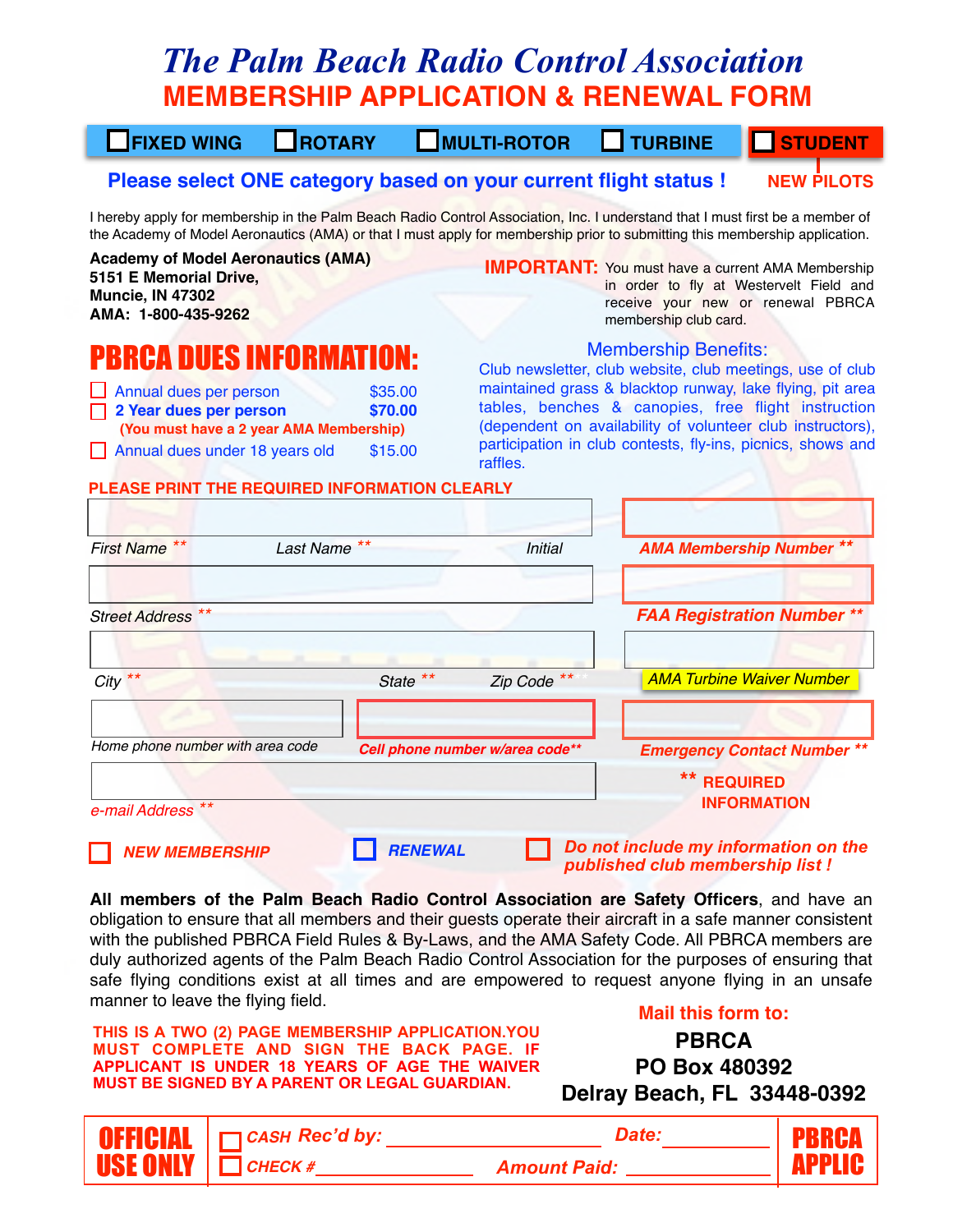# The Palm Beach Radio Control Association

## MEMBERSHIP APPLICATION & RENEWAL FORM

☐ FIXED WING ☐ ROTARY ☐ MULTI-ROTOR ☐ TURBINE ☐ STUDENT

**Please select ONE category based on your current flight status !** NEW PILOTS

I hereby apply for membership in the Palm Beach Radio Control Association, Inc. I understand that I must first be a member of the Academy of Model Aeronautics (AMA) or that I must apply for membership prior to submitting this membership application.

**Academy of Model Aeronautics (AMA)**
**5151 E Memorial Drive,**
**Muncie, IN 47302**
**AMA: 1-800-435-9262**

**IMPORTANT:** You must have a current AMA Membership in order to fly at Westervelt Field and receive your new or renewal PBRCA membership club card.

## PBRCA DUES INFORMATION:

- ☐ Annual dues per person $35.00
- ☐ **2 Year dues per person $70.00**
  **(You must have a 2 year AMA Membership)**
- ☐ Annual dues under 18 years old $15.00

### Membership Benefits:

Club newsletter, club website, club meetings, use of club maintained grass & blacktop runway, lake flying, pit area tables, benches & canopies, free flight instruction (dependent on availability of volunteer club instructors), participation in club contests, fly-ins, picnics, shows and raffles.

**PLEASE PRINT THE REQUIRED INFORMATION CLEARLY**

First Name ** Last Name ** Initial

AMA Membership Number **

Street Address **

FAA Registration Number **

City ** State ** Zip Code **

AMA Turbine Waiver Number

Home phone number with area code

Cell phone number w/area code**

Emergency Contact Number **

e-mail Address **

** REQUIRED INFORMATION

☐ NEW MEMBERSHIP ☐ RENEWAL ☐ Do not include my information on the published club membership list !

**All members of the Palm Beach Radio Control Association are Safety Officers**, and have an obligation to ensure that all members and their guests operate their aircraft in a safe manner consistent with the published PBRCA Field Rules & By-Laws, and the AMA Safety Code. All PBRCA members are duly authorized agents of the Palm Beach Radio Control Association for the purposes of ensuring that safe flying conditions exist at all times and are empowered to request anyone flying in an unsafe manner to leave the flying field.

**THIS IS A TWO (2) PAGE MEMBERSHIP APPLICATION.YOU MUST COMPLETE AND SIGN THE BACK PAGE. IF APPLICANT IS UNDER 18 YEARS OF AGE THE WAIVER MUST BE SIGNED BY A PARENT OR LEGAL GUARDIAN.**

**Mail this form to:**
**PBRCA**
**PO Box 480392**
**Delray Beach, FL 33448-0392**

| | | |
|---|---|---|
| **OFFICIAL USE ONLY** | ☐ CASH Rec'd by: ____________ Date: ________<br>☐ CHECK # ____________ Amount Paid: ________ | **PBRCA APPLIC** |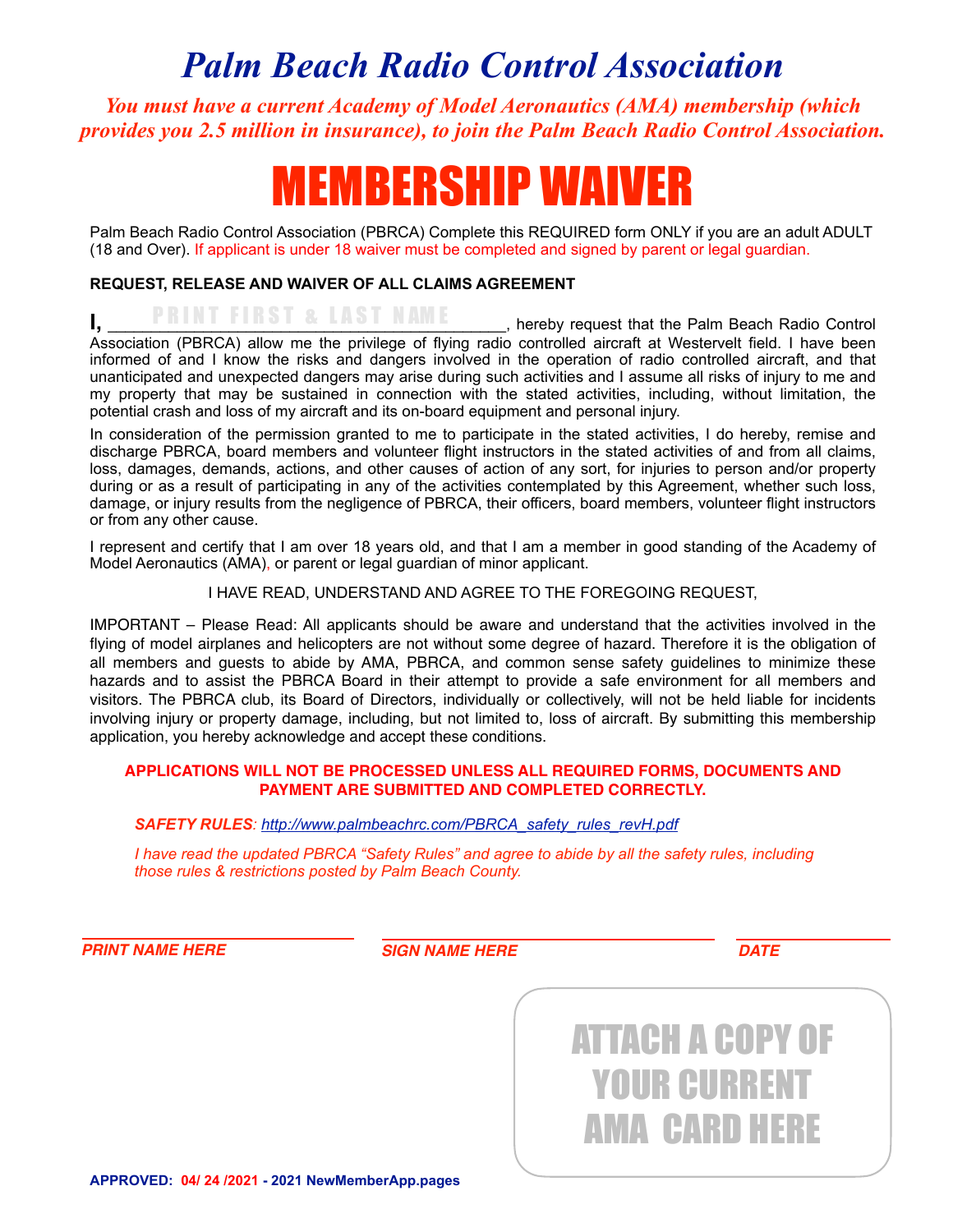# Palm Beach Radio Control Association

*You must have a current Academy of Model Aeronautics (AMA) membership (which provides you 2.5 million in insurance), to join the Palm Beach Radio Control Association.*

# MEMBERSHIP WAIVER

Palm Beach Radio Control Association (PBRCA) Complete this REQUIRED form ONLY if you are an adult ADULT (18 and Over). If applicant is under 18 waiver must be completed and signed by parent or legal guardian.

**REQUEST, RELEASE AND WAIVER OF ALL CLAIMS AGREEMENT**

**I,** ____PRINT FIRST & LAST NAME____, hereby request that the Palm Beach Radio Control Association (PBRCA) allow me the privilege of flying radio controlled aircraft at Westervelt field. I have been informed of and I know the risks and dangers involved in the operation of radio controlled aircraft, and that unanticipated and unexpected dangers may arise during such activities and I assume all risks of injury to me and my property that may be sustained in connection with the stated activities, including, without limitation, the potential crash and loss of my aircraft and its on-board equipment and personal injury.

In consideration of the permission granted to me to participate in the stated activities, I do hereby, remise and discharge PBRCA, board members and volunteer flight instructors in the stated activities of and from all claims, loss, damages, demands, actions, and other causes of action of any sort, for injuries to person and/or property during or as a result of participating in any of the activities contemplated by this Agreement, whether such loss, damage, or injury results from the negligence of PBRCA, their officers, board members, volunteer flight instructors or from any other cause.

I represent and certify that I am over 18 years old, and that I am a member in good standing of the Academy of Model Aeronautics (AMA), or parent or legal guardian of minor applicant.

I HAVE READ, UNDERSTAND AND AGREE TO THE FOREGOING REQUEST,

IMPORTANT – Please Read: All applicants should be aware and understand that the activities involved in the flying of model airplanes and helicopters are not without some degree of hazard. Therefore it is the obligation of all members and guests to abide by AMA, PBRCA, and common sense safety guidelines to minimize these hazards and to assist the PBRCA Board in their attempt to provide a safe environment for all members and visitors. The PBRCA club, its Board of Directors, individually or collectively, will not be held liable for incidents involving injury or property damage, including, but not limited to, loss of aircraft. By submitting this membership application, you hereby acknowledge and accept these conditions.

**APPLICATIONS WILL NOT BE PROCESSED UNLESS ALL REQUIRED FORMS, DOCUMENTS AND PAYMENT ARE SUBMITTED AND COMPLETED CORRECTLY.**

***SAFETY RULES**: http://www.palmbeachrc.com/PBRCA_safety_rules_revH.pdf*

*I have read the updated PBRCA "Safety Rules" and agree to abide by all the safety rules, including those rules & restrictions posted by Palm Beach County.*

| ________________ | ________________ | ________ |
|---|---|---|
| ***PRINT NAME HERE*** | ***SIGN NAME HERE*** | ***DATE*** |

ATTACH A COPY OF YOUR CURRENT AMA CARD HERE

**APPROVED: 04/ 24 /2021 - 2021 NewMemberApp.pages**